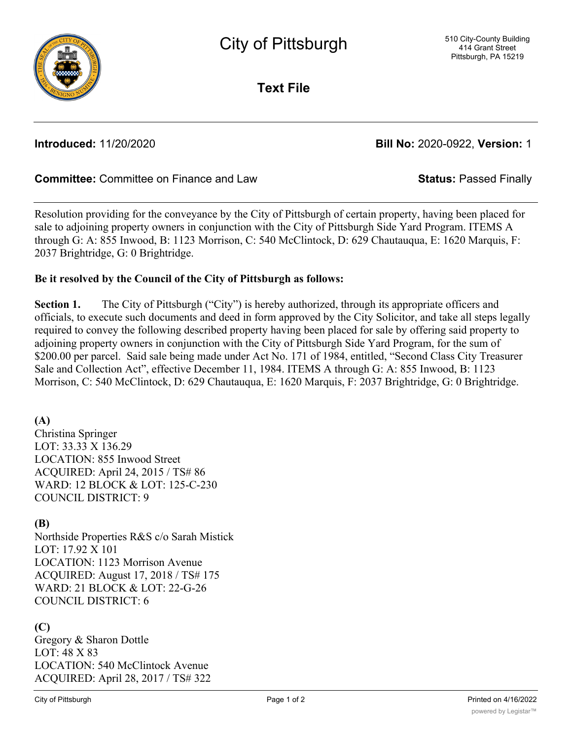# City of Pittsburgh

510 City-County Building
414 Grant Street
Pittsburgh, PA 15219

## Text File

**Introduced:** 11/20/2020 **Bill No:** 2020-0922, **Version:** 1

**Committee:** Committee on Finance and Law **Status:** Passed Finally

---

Resolution providing for the conveyance by the City of Pittsburgh of certain property, having been placed for sale to adjoining property owners in conjunction with the City of Pittsburgh Side Yard Program. ITEMS A through G: A: 855 Inwood, B: 1123 Morrison, C: 540 McClintock, D: 629 Chautauqua, E: 1620 Marquis, F: 2037 Brightridge, G: 0 Brightridge.

**Be it resolved by the Council of the City of Pittsburgh as follows:**

**Section 1.** The City of Pittsburgh ("City") is hereby authorized, through its appropriate officers and officials, to execute such documents and deed in form approved by the City Solicitor, and take all steps legally required to convey the following described property having been placed for sale by offering said property to adjoining property owners in conjunction with the City of Pittsburgh Side Yard Program, for the sum of $200.00 per parcel. Said sale being made under Act No. 171 of 1984, entitled, "Second Class City Treasurer Sale and Collection Act", effective December 11, 1984. ITEMS A through G: A: 855 Inwood, B: 1123 Morrison, C: 540 McClintock, D: 629 Chautauqua, E: 1620 Marquis, F: 2037 Brightridge, G: 0 Brightridge.

**(A)**
Christina Springer
LOT: 33.33 X 136.29
LOCATION: 855 Inwood Street
ACQUIRED: April 24, 2015 / TS# 86
WARD: 12 BLOCK & LOT: 125-C-230
COUNCIL DISTRICT: 9

**(B)**
Northside Properties R&S c/o Sarah Mistick
LOT: 17.92 X 101
LOCATION: 1123 Morrison Avenue
ACQUIRED: August 17, 2018 / TS# 175
WARD: 21 BLOCK & LOT: 22-G-26
COUNCIL DISTRICT: 6

**(C)**
Gregory & Sharon Dottle
LOT: 48 X 83
LOCATION: 540 McClintock Avenue
ACQUIRED: April 28, 2017 / TS# 322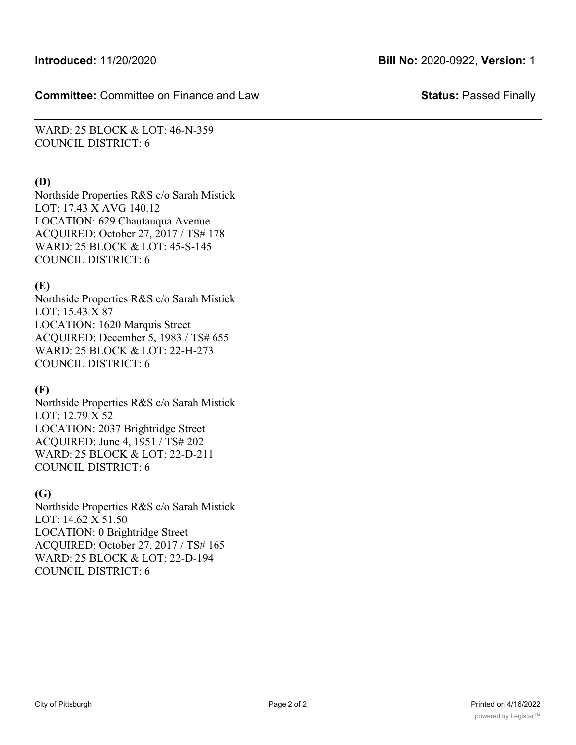WARD: 25 BLOCK & LOT: 46-N-359
COUNCIL DISTRICT: 6

**(D)**
Northside Properties R&S c/o Sarah Mistick
LOT: 17.43 X AVG 140.12
LOCATION: 629 Chautauqua Avenue
ACQUIRED: October 27, 2017 / TS# 178
WARD: 25 BLOCK & LOT: 45-S-145
COUNCIL DISTRICT: 6

**(E)**
Northside Properties R&S c/o Sarah Mistick
LOT: 15.43 X 87
LOCATION: 1620 Marquis Street
ACQUIRED: December 5, 1983 / TS# 655
WARD: 25 BLOCK & LOT: 22-H-273
COUNCIL DISTRICT: 6

**(F)**
Northside Properties R&S c/o Sarah Mistick
LOT: 12.79 X 52
LOCATION: 2037 Brightridge Street
ACQUIRED: June 4, 1951 / TS# 202
WARD: 25 BLOCK & LOT: 22-D-211
COUNCIL DISTRICT: 6

**(G)**
Northside Properties R&S c/o Sarah Mistick
LOT: 14.62 X 51.50
LOCATION: 0 Brightridge Street
ACQUIRED: October 27, 2017 / TS# 165
WARD: 25 BLOCK & LOT: 22-D-194
COUNCIL DISTRICT: 6